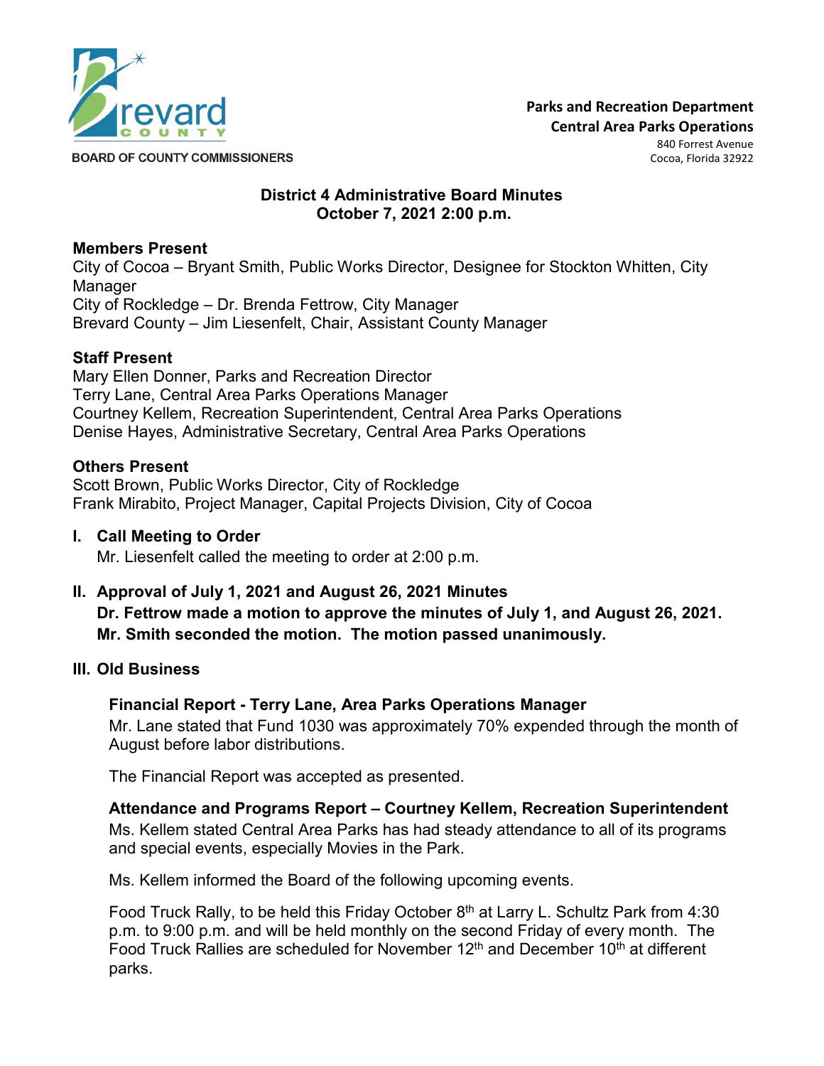**BOARD OF COUNTY COMMISSIONERS**

**Parks and Recreation Department**
**Central Area Parks Operations**
840 Forrest Avenue
Cocoa, Florida 32922

# District 4 Administrative Board Minutes
## October 7, 2021 2:00 p.m.

**Members Present**
City of Cocoa – Bryant Smith, Public Works Director, Designee for Stockton Whitten, City Manager
City of Rockledge – Dr. Brenda Fettrow, City Manager
Brevard County – Jim Liesenfelt, Chair, Assistant County Manager

**Staff Present**
Mary Ellen Donner, Parks and Recreation Director
Terry Lane, Central Area Parks Operations Manager
Courtney Kellem, Recreation Superintendent, Central Area Parks Operations
Denise Hayes, Administrative Secretary, Central Area Parks Operations

**Others Present**
Scott Brown, Public Works Director, City of Rockledge
Frank Mirabito, Project Manager, Capital Projects Division, City of Cocoa

**I. Call Meeting to Order**

Mr. Liesenfelt called the meeting to order at 2:00 p.m.

**II. Approval of July 1, 2021 and August 26, 2021 Minutes**

**Dr. Fettrow made a motion to approve the minutes of July 1, and August 26, 2021. Mr. Smith seconded the motion. The motion passed unanimously.**

**III. Old Business**

**Financial Report - Terry Lane, Area Parks Operations Manager**

Mr. Lane stated that Fund 1030 was approximately 70% expended through the month of August before labor distributions.

The Financial Report was accepted as presented.

**Attendance and Programs Report – Courtney Kellem, Recreation Superintendent**

Ms. Kellem stated Central Area Parks has had steady attendance to all of its programs and special events, especially Movies in the Park.

Ms. Kellem informed the Board of the following upcoming events.

Food Truck Rally, to be held this Friday October 8th at Larry L. Schultz Park from 4:30 p.m. to 9:00 p.m. and will be held monthly on the second Friday of every month. The Food Truck Rallies are scheduled for November 12th and December 10th at different parks.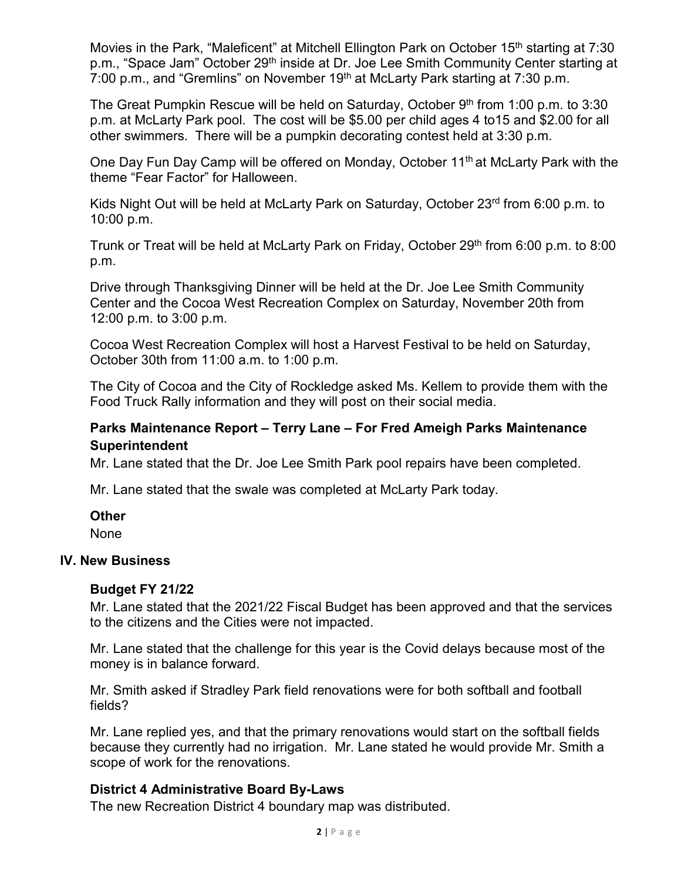Movies in the Park, "Maleficent" at Mitchell Ellington Park on October 15th starting at 7:30 p.m., "Space Jam" October 29th inside at Dr. Joe Lee Smith Community Center starting at 7:00 p.m., and "Gremlins" on November 19th at McLarty Park starting at 7:30 p.m.

The Great Pumpkin Rescue will be held on Saturday, October 9th from 1:00 p.m. to 3:30 p.m. at McLarty Park pool. The cost will be $5.00 per child ages 4 to15 and $2.00 for all other swimmers. There will be a pumpkin decorating contest held at 3:30 p.m.

One Day Fun Day Camp will be offered on Monday, October 11th at McLarty Park with the theme "Fear Factor" for Halloween.

Kids Night Out will be held at McLarty Park on Saturday, October 23rd from 6:00 p.m. to 10:00 p.m.

Trunk or Treat will be held at McLarty Park on Friday, October 29th from 6:00 p.m. to 8:00 p.m.

Drive through Thanksgiving Dinner will be held at the Dr. Joe Lee Smith Community Center and the Cocoa West Recreation Complex on Saturday, November 20th from 12:00 p.m. to 3:00 p.m.

Cocoa West Recreation Complex will host a Harvest Festival to be held on Saturday, October 30th from 11:00 a.m. to 1:00 p.m.

The City of Cocoa and the City of Rockledge asked Ms. Kellem to provide them with the Food Truck Rally information and they will post on their social media.

**Parks Maintenance Report – Terry Lane – For Fred Ameigh Parks Maintenance Superintendent**

Mr. Lane stated that the Dr. Joe Lee Smith Park pool repairs have been completed.

Mr. Lane stated that the swale was completed at McLarty Park today.

**Other**

None

## IV. New Business

**Budget FY 21/22**

Mr. Lane stated that the 2021/22 Fiscal Budget has been approved and that the services to the citizens and the Cities were not impacted.

Mr. Lane stated that the challenge for this year is the Covid delays because most of the money is in balance forward.

Mr. Smith asked if Stradley Park field renovations were for both softball and football fields?

Mr. Lane replied yes, and that the primary renovations would start on the softball fields because they currently had no irrigation. Mr. Lane stated he would provide Mr. Smith a scope of work for the renovations.

**District 4 Administrative Board By-Laws**

The new Recreation District 4 boundary map was distributed.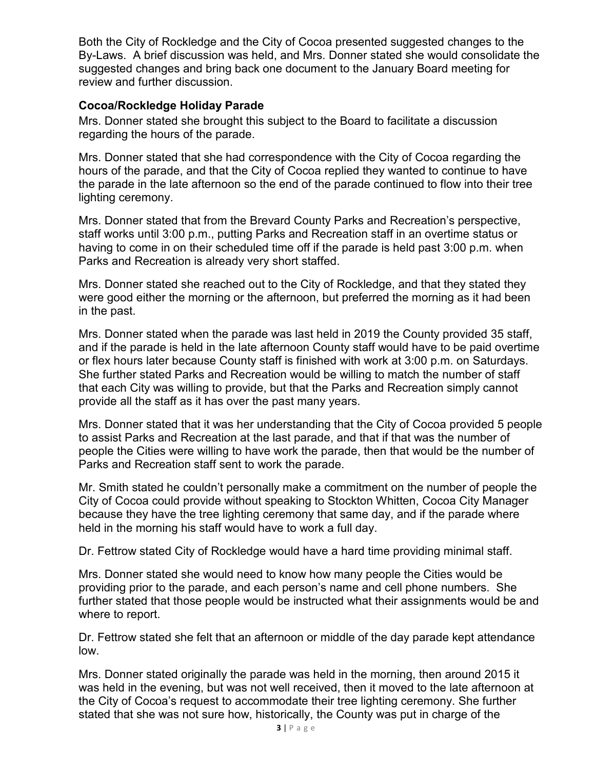Both the City of Rockledge and the City of Cocoa presented suggested changes to the By-Laws. A brief discussion was held, and Mrs. Donner stated she would consolidate the suggested changes and bring back one document to the January Board meeting for review and further discussion.

### Cocoa/Rockledge Holiday Parade

Mrs. Donner stated she brought this subject to the Board to facilitate a discussion regarding the hours of the parade.

Mrs. Donner stated that she had correspondence with the City of Cocoa regarding the hours of the parade, and that the City of Cocoa replied they wanted to continue to have the parade in the late afternoon so the end of the parade continued to flow into their tree lighting ceremony.

Mrs. Donner stated that from the Brevard County Parks and Recreation's perspective, staff works until 3:00 p.m., putting Parks and Recreation staff in an overtime status or having to come in on their scheduled time off if the parade is held past 3:00 p.m. when Parks and Recreation is already very short staffed.

Mrs. Donner stated she reached out to the City of Rockledge, and that they stated they were good either the morning or the afternoon, but preferred the morning as it had been in the past.

Mrs. Donner stated when the parade was last held in 2019 the County provided 35 staff, and if the parade is held in the late afternoon County staff would have to be paid overtime or flex hours later because County staff is finished with work at 3:00 p.m. on Saturdays. She further stated Parks and Recreation would be willing to match the number of staff that each City was willing to provide, but that the Parks and Recreation simply cannot provide all the staff as it has over the past many years.

Mrs. Donner stated that it was her understanding that the City of Cocoa provided 5 people to assist Parks and Recreation at the last parade, and that if that was the number of people the Cities were willing to have work the parade, then that would be the number of Parks and Recreation staff sent to work the parade.

Mr. Smith stated he couldn't personally make a commitment on the number of people the City of Cocoa could provide without speaking to Stockton Whitten, Cocoa City Manager because they have the tree lighting ceremony that same day, and if the parade where held in the morning his staff would have to work a full day.

Dr. Fettrow stated City of Rockledge would have a hard time providing minimal staff.

Mrs. Donner stated she would need to know how many people the Cities would be providing prior to the parade, and each person's name and cell phone numbers. She further stated that those people would be instructed what their assignments would be and where to report.

Dr. Fettrow stated she felt that an afternoon or middle of the day parade kept attendance low.

Mrs. Donner stated originally the parade was held in the morning, then around 2015 it was held in the evening, but was not well received, then it moved to the late afternoon at the City of Cocoa's request to accommodate their tree lighting ceremony. She further stated that she was not sure how, historically, the County was put in charge of the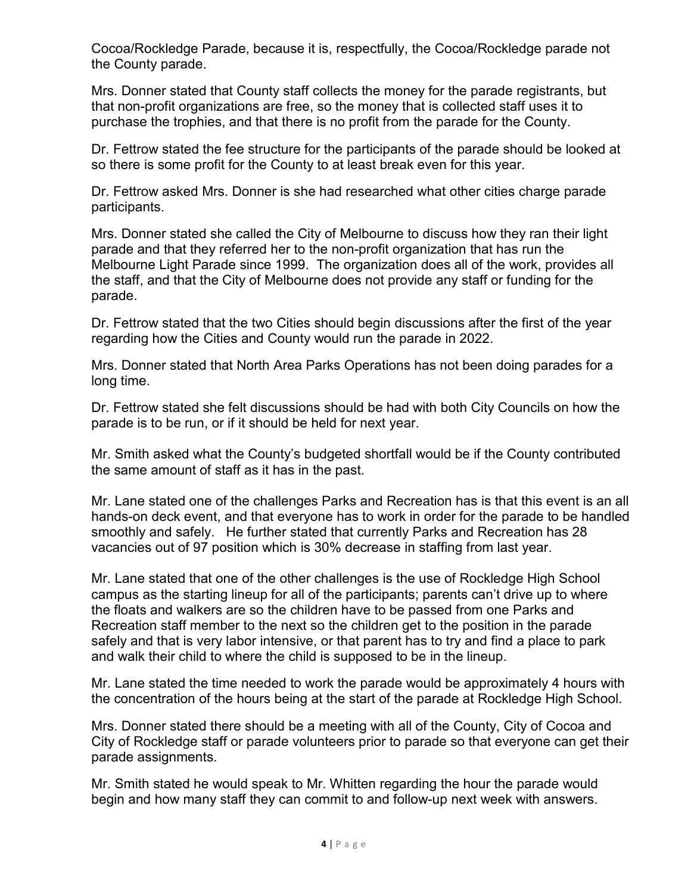Cocoa/Rockledge Parade, because it is, respectfully, the Cocoa/Rockledge parade not the County parade.

Mrs. Donner stated that County staff collects the money for the parade registrants, but that non-profit organizations are free, so the money that is collected staff uses it to purchase the trophies, and that there is no profit from the parade for the County.

Dr. Fettrow stated the fee structure for the participants of the parade should be looked at so there is some profit for the County to at least break even for this year.

Dr. Fettrow asked Mrs. Donner is she had researched what other cities charge parade participants.

Mrs. Donner stated she called the City of Melbourne to discuss how they ran their light parade and that they referred her to the non-profit organization that has run the Melbourne Light Parade since 1999. The organization does all of the work, provides all the staff, and that the City of Melbourne does not provide any staff or funding for the parade.

Dr. Fettrow stated that the two Cities should begin discussions after the first of the year regarding how the Cities and County would run the parade in 2022.

Mrs. Donner stated that North Area Parks Operations has not been doing parades for a long time.

Dr. Fettrow stated she felt discussions should be had with both City Councils on how the parade is to be run, or if it should be held for next year.

Mr. Smith asked what the County's budgeted shortfall would be if the County contributed the same amount of staff as it has in the past.

Mr. Lane stated one of the challenges Parks and Recreation has is that this event is an all hands-on deck event, and that everyone has to work in order for the parade to be handled smoothly and safely. He further stated that currently Parks and Recreation has 28 vacancies out of 97 position which is 30% decrease in staffing from last year.

Mr. Lane stated that one of the other challenges is the use of Rockledge High School campus as the starting lineup for all of the participants; parents can't drive up to where the floats and walkers are so the children have to be passed from one Parks and Recreation staff member to the next so the children get to the position in the parade safely and that is very labor intensive, or that parent has to try and find a place to park and walk their child to where the child is supposed to be in the lineup.

Mr. Lane stated the time needed to work the parade would be approximately 4 hours with the concentration of the hours being at the start of the parade at Rockledge High School.

Mrs. Donner stated there should be a meeting with all of the County, City of Cocoa and City of Rockledge staff or parade volunteers prior to parade so that everyone can get their parade assignments.

Mr. Smith stated he would speak to Mr. Whitten regarding the hour the parade would begin and how many staff they can commit to and follow-up next week with answers.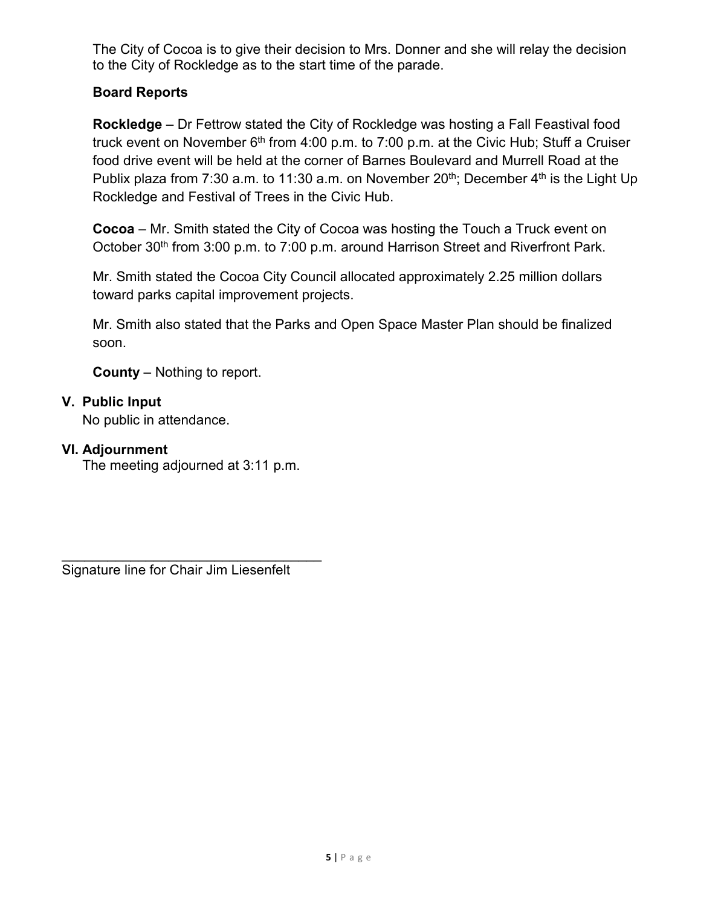The City of Cocoa is to give their decision to Mrs. Donner and she will relay the decision to the City of Rockledge as to the start time of the parade.

**Board Reports**

**Rockledge** – Dr Fettrow stated the City of Rockledge was hosting a Fall Feastival food truck event on November 6th from 4:00 p.m. to 7:00 p.m. at the Civic Hub; Stuff a Cruiser food drive event will be held at the corner of Barnes Boulevard and Murrell Road at the Publix plaza from 7:30 a.m. to 11:30 a.m. on November 20th; December 4th is the Light Up Rockledge and Festival of Trees in the Civic Hub.

**Cocoa** – Mr. Smith stated the City of Cocoa was hosting the Touch a Truck event on October 30th from 3:00 p.m. to 7:00 p.m. around Harrison Street and Riverfront Park.

Mr. Smith stated the Cocoa City Council allocated approximately 2.25 million dollars toward parks capital improvement projects.

Mr. Smith also stated that the Parks and Open Space Master Plan should be finalized soon.

**County** – Nothing to report.

## V. Public Input

No public in attendance.

## VI. Adjournment

The meeting adjourned at 3:11 p.m.

___________________________________
Signature line for Chair Jim Liesenfelt